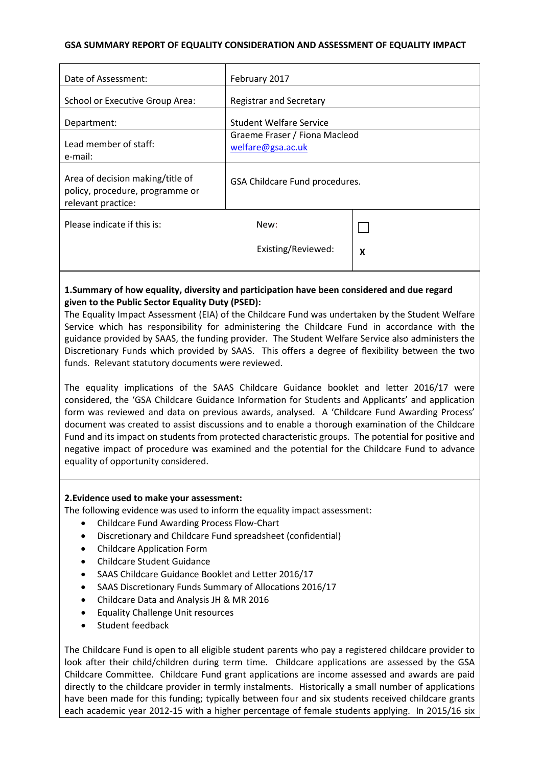**GSA SUMMARY REPORT OF EQUALITY CONSIDERATION AND ASSESSMENT OF EQUALITY IMPACT**

| | | |
|---|---|---|
| Date of Assessment: | February 2017 | |
| School or Executive Group Area: | Registrar and Secretary | |
| Department: | Student Welfare Service | |
| Lead member of staff:<br>e-mail: | Graeme Fraser / Fiona Macleod<br>welfare@gsa.ac.uk | |
| Area of decision making/title of policy, procedure, programme or relevant practice: | GSA Childcare Fund procedures. | |
| Please indicate if this is: | New: | ☐ |
| | Existing/Reviewed: | X |

**1.Summary of how equality, diversity and participation have been considered and due regard given to the Public Sector Equality Duty (PSED):**

The Equality Impact Assessment (EIA) of the Childcare Fund was undertaken by the Student Welfare Service which has responsibility for administering the Childcare Fund in accordance with the guidance provided by SAAS, the funding provider. The Student Welfare Service also administers the Discretionary Funds which provided by SAAS. This offers a degree of flexibility between the two funds. Relevant statutory documents were reviewed.

The equality implications of the SAAS Childcare Guidance booklet and letter 2016/17 were considered, the 'GSA Childcare Guidance Information for Students and Applicants' and application form was reviewed and data on previous awards, analysed. A 'Childcare Fund Awarding Process' document was created to assist discussions and to enable a thorough examination of the Childcare Fund and its impact on students from protected characteristic groups. The potential for positive and negative impact of procedure was examined and the potential for the Childcare Fund to advance equality of opportunity considered.

**2.Evidence used to make your assessment:**

The following evidence was used to inform the equality impact assessment:

- Childcare Fund Awarding Process Flow-Chart
- Discretionary and Childcare Fund spreadsheet (confidential)
- Childcare Application Form
- Childcare Student Guidance
- SAAS Childcare Guidance Booklet and Letter 2016/17
- SAAS Discretionary Funds Summary of Allocations 2016/17
- Childcare Data and Analysis JH & MR 2016
- Equality Challenge Unit resources
- Student feedback

The Childcare Fund is open to all eligible student parents who pay a registered childcare provider to look after their child/children during term time. Childcare applications are assessed by the GSA Childcare Committee. Childcare Fund grant applications are income assessed and awards are paid directly to the childcare provider in termly instalments. Historically a small number of applications have been made for this funding; typically between four and six students received childcare grants each academic year 2012-15 with a higher percentage of female students applying. In 2015/16 six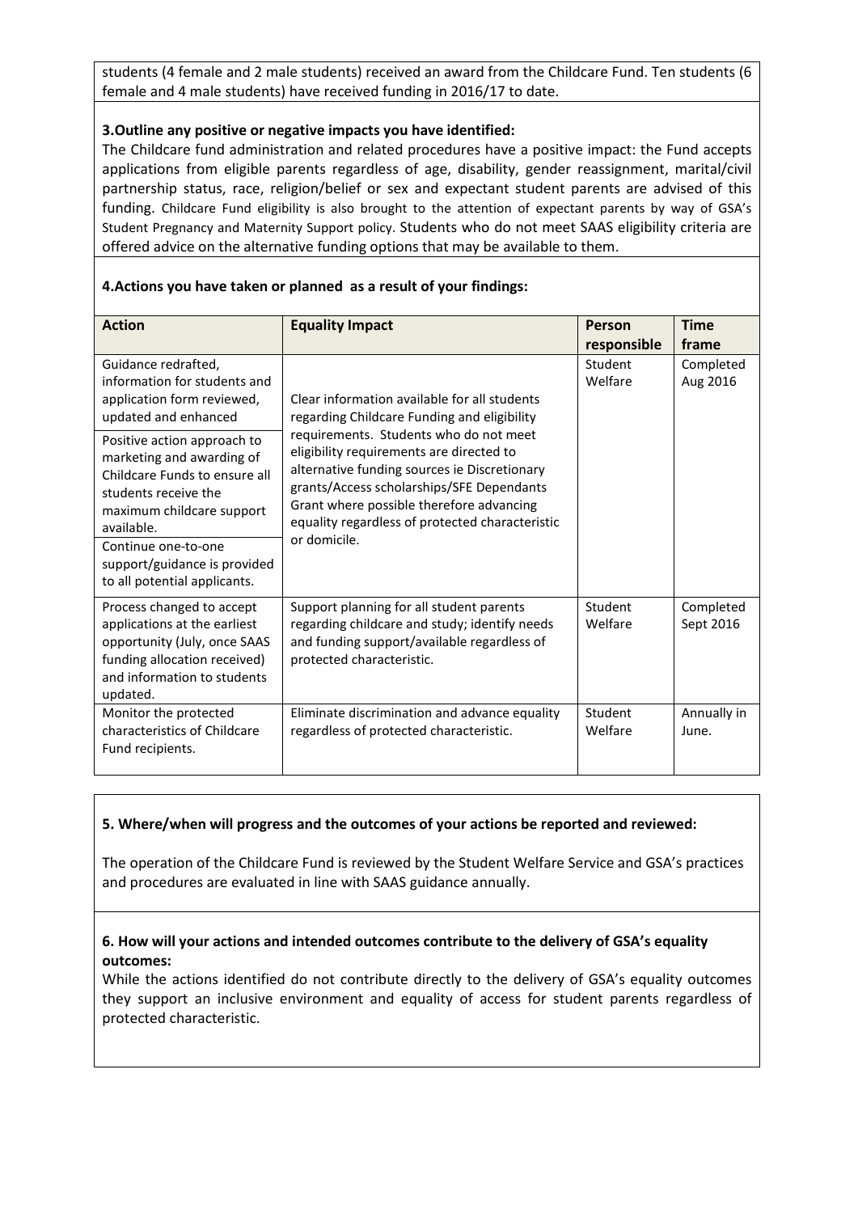students (4 female and 2 male students) received an award from the Childcare Fund. Ten students (6 female and 4 male students) have received funding in 2016/17 to date.

**3.Outline any positive or negative impacts you have identified:**

The Childcare fund administration and related procedures have a positive impact: the Fund accepts applications from eligible parents regardless of age, disability, gender reassignment, marital/civil partnership status, race, religion/belief or sex and expectant student parents are advised of this funding. Childcare Fund eligibility is also brought to the attention of expectant parents by way of GSA's Student Pregnancy and Maternity Support policy. Students who do not meet SAAS eligibility criteria are offered advice on the alternative funding options that may be available to them.

**4.Actions you have taken or planned as a result of your findings:**

| Action | Equality Impact | Person responsible | Time frame |
|---|---|---|---|
| Guidance redrafted, information for students and application form reviewed, updated and enhanced<br><br>Positive action approach to marketing and awarding of Childcare Funds to ensure all students receive the maximum childcare support available.<br><br>Continue one-to-one support/guidance is provided to all potential applicants. | Clear information available for all students regarding Childcare Funding and eligibility requirements. Students who do not meet eligibility requirements are directed to alternative funding sources ie Discretionary grants/Access scholarships/SFE Dependants Grant where possible therefore advancing equality regardless of protected characteristic or domicile. | Student Welfare | Completed Aug 2016 |
| Process changed to accept applications at the earliest opportunity (July, once SAAS funding allocation received) and information to students updated. | Support planning for all student parents regarding childcare and study; identify needs and funding support/available regardless of protected characteristic. | Student Welfare | Completed Sept 2016 |
| Monitor the protected characteristics of Childcare Fund recipients. | Eliminate discrimination and advance equality regardless of protected characteristic. | Student Welfare | Annually in June. |

**5. Where/when will progress and the outcomes of your actions be reported and reviewed:**

The operation of the Childcare Fund is reviewed by the Student Welfare Service and GSA's practices and procedures are evaluated in line with SAAS guidance annually.

**6. How will your actions and intended outcomes contribute to the delivery of GSA's equality outcomes:**

While the actions identified do not contribute directly to the delivery of GSA's equality outcomes they support an inclusive environment and equality of access for student parents regardless of protected characteristic.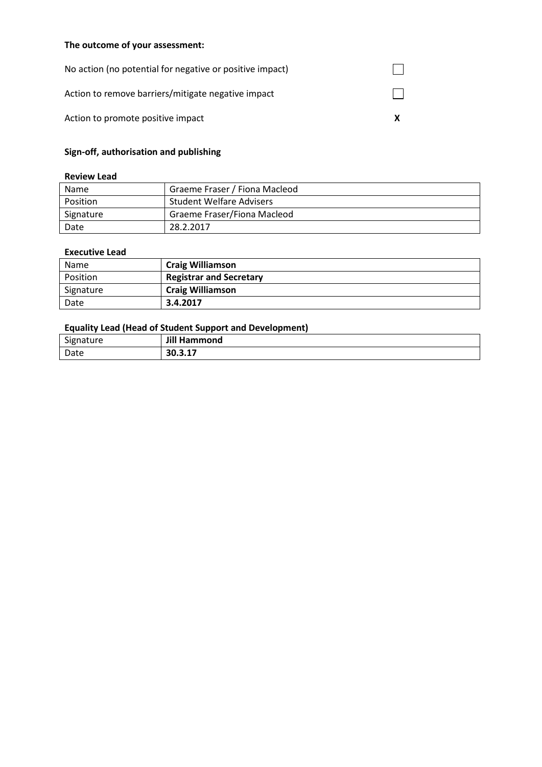**The outcome of your assessment:**

No action (no potential for negative or positive impact) ☐

Action to remove barriers/mitigate negative impact ☐

Action to promote positive impact **X**

**Sign-off, authorisation and publishing**

**Review Lead**

| | |
|---|---|
| Name | Graeme Fraser / Fiona Macleod |
| Position | Student Welfare Advisers |
| Signature | Graeme Fraser/Fiona Macleod |
| Date | 28.2.2017 |

**Executive Lead**

| | |
|---|---|
| Name | **Craig Williamson** |
| Position | **Registrar and Secretary** |
| Signature | **Craig Williamson** |
| Date | **3.4.2017** |

**Equality Lead (Head of Student Support and Development)**

| | |
|---|---|
| Signature | **Jill Hammond** |
| Date | **30.3.17** |